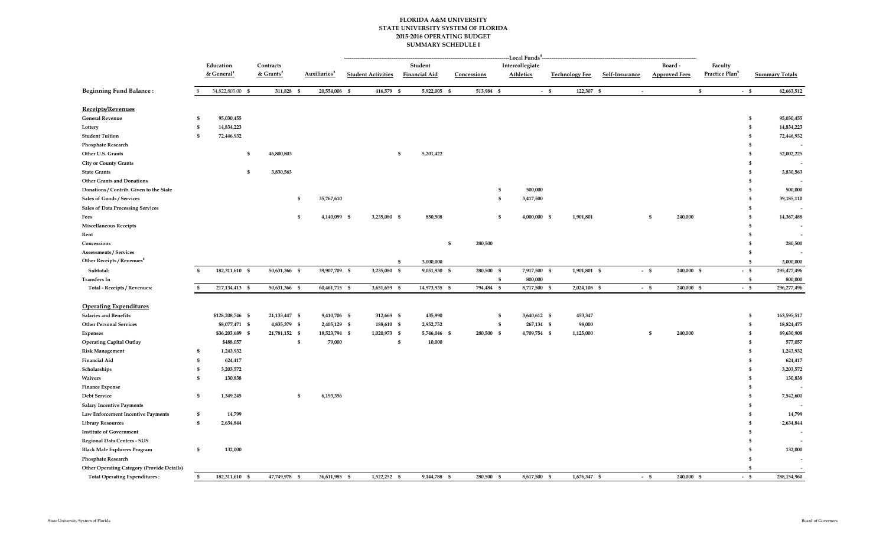# FLORIDA A&M UNIVERSITY
## STATE UNIVERSITY SYSTEM OF FLORIDA
## 2015-2016 OPERATING BUDGET
## SUMMARY SCHEDULE I

| | Education & General[1] | Contracts & Grants[2] | Auxiliaries[3] | Local Funds[4] | | | | | | | Faculty Practice Plan[5] | Summary Totals |
|---|---|---|---|---|---|---|---|---|---|---|---|---|
| | | | | Student Activities | Student Financial Aid | Concessions | Intercollegiate Athletics | Technology Fee | Self-Insurance | Board - Approved Fees | | |
| **Beginning Fund Balance :** | $ 34,822,803.00 | $ 311,828 | $ 20,554,006 | $ 416,579 | $ 5,922,005 | $ 513,984 | $ - | $ 122,307 | $ - | | $ - | $ 62,663,512 |
| **Receipts/Revenues** | | | | | | | | | | | | |
| General Revenue | $ 95,030,455 | | | | | | | | | | | $ 95,030,455 |
| Lottery | $ 14,834,223 | | | | | | | | | | | $ 14,834,223 |
| Student Tuition | $ 72,446,932 | | | | | | | | | | | $ 72,446,932 |
| Phosphate Research | | | | | | | | | | | | $ - |
| Other U.S. Grants | | $ 46,800,803 | | | $ 5,201,422 | | | | | | | $ 52,002,225 |
| City or County Grants | | | | | | | | | | | | $ - |
| State Grants | | $ 3,830,563 | | | | | | | | | | $ 3,830,563 |
| Other Grants and Donations | | | | | | | | | | | | $ - |
| Donations / Contrib. Given to the State | | | | | | | $ 500,000 | | | | | $ 500,000 |
| Sales of Goods / Services | | | $ 35,767,610 | | | | $ 3,417,500 | | | | | $ 39,185,110 |
| Sales of Data Processing Services | | | | | | | | | | | | $ - |
| Fees | | | $ 4,140,099 | $ 3,235,080 | $ 850,508 | | $ 4,000,000 | $ 1,901,801 | | $ 240,000 | | $ 14,367,488 |
| Miscellaneous Receipts | | | | | | | | | | | | $ - |
| Rent | | | | | | | | | | | | $ - |
| Concessions | | | | | | $ 280,500 | | | | | | $ 280,500 |
| Assessments / Services | | | | | | | | | | | | $ - |
| Other Receipts / Revenues[6] | | | | | $ 3,000,000 | | | | | | | $ 3,000,000 |
| Subtotal: | $ 182,311,610 | $ 50,631,366 | $ 39,907,709 | $ 3,235,080 | $ 9,051,930 | $ 280,500 | $ 7,917,500 | $ 1,901,801 | $ - | $ 240,000 | $ - | $ 295,477,496 |
| Transfers In | | | | | | | $ 800,000 | | | | | $ 800,000 |
| Total - Receipts / Revenues: | $ 217,134,413 | $ 50,631,366 | $ 60,461,715 | $ 3,651,659 | $ 14,973,935 | $ 794,484 | $ 8,717,500 | $ 2,024,108 | $ - | $ 240,000 | $ - | $ 296,277,496 |
| **Operating Expenditures** | | | | | | | | | | | | |
| Salaries and Benefits | $128,208,746 | $ 21,133,447 | $ 9,410,706 | $ 312,669 | $ 435,990 | | $ 3,640,612 | $ 453,347 | | | | $ 163,595,517 |
| Other Personal Services | $8,077,471 | $ 4,835,379 | $ 2,405,129 | $ 188,610 | $ 2,952,752 | | $ 267,134 | $ 98,000 | | | | $ 18,824,475 |
| Expenses | $36,203,689 | $ 21,781,152 | $ 18,523,794 | $ 1,020,973 | $ 5,746,046 | $ 280,500 | $ 4,709,754 | $ 1,125,000 | | $ 240,000 | | $ 89,630,908 |
| Operating Capital Outlay | $488,057 | | $ 79,000 | | $ 10,000 | | | | | | | $ 577,057 |
| Risk Management | $ 1,243,932 | | | | | | | | | | | $ 1,243,932 |
| Financial Aid | $ 624,417 | | | | | | | | | | | $ 624,417 |
| Scholarships | $ 3,203,572 | | | | | | | | | | | $ 3,203,572 |
| Waivers | $ 130,838 | | | | | | | | | | | $ 130,838 |
| Finance Expense | | | | | | | | | | | | $ - |
| Debt Service | $ 1,349,245 | | $ 6,193,356 | | | | | | | | | $ 7,542,601 |
| Salary Incentive Payments | | | | | | | | | | | | $ - |
| Law Enforcement Incentive Payments | $ 14,799 | | | | | | | | | | | $ 14,799 |
| Library Resources | $ 2,634,844 | | | | | | | | | | | $ 2,634,844 |
| Institute of Government | | | | | | | | | | | | $ - |
| Regional Data Centers - SUS | | | | | | | | | | | | $ - |
| Black Male Explorers Program | $ 132,000 | | | | | | | | | | | $ 132,000 |
| Phosphate Research | | | | | | | | | | | | $ - |
| Other Operating Category (Provide Details) | | | | | | | | | | | | $ - |
| Total Operating Expenditures : | $ 182,311,610 | $ 47,749,978 | $ 36,611,985 | $ 1,522,252 | $ 9,144,788 | $ 280,500 | $ 8,617,500 | $ 1,676,347 | $ - | $ 240,000 | $ - | $ 288,154,960 |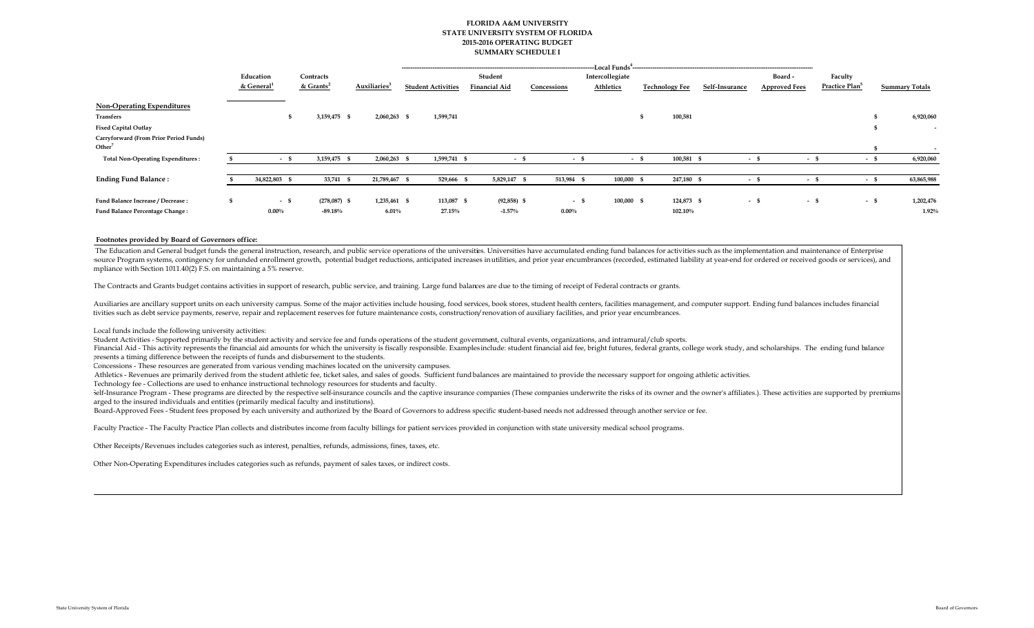# FLORIDA A&M UNIVERSITY
## STATE UNIVERSITY SYSTEM OF FLORIDA
## 2015-2016 OPERATING BUDGET
## SUMMARY SCHEDULE I

| | Education & General[1] | Contracts & Grants[2] | Auxiliaries[3] | Local Funds[4] | | | | | | | Faculty Practice Plan[5] | Summary Totals |
|---|---|---|---|---|---|---|---|---|---|---|---|---|
| | | | | Student Activities | Student Financial Aid | Concessions | Intercollegiate Athletics | Technology Fee | Self-Insurance | Board - Approved Fees | | |
| **Non-Operating Expenditures** | | | | | | | | | | | | |
| **Transfers** | | $ 3,159,475 | $ 2,060,263 | $ 1,599,741 | | | | $ 100,581 | | | | $ 6,920,060 |
| **Fixed Capital Outlay** | | | | | | | | | | | | $ - |
| **Carryforward (From Prior Period Funds)** | | | | | | | | | | | | |
| **Other[7]** | | | | | | | | | | | | $ - |
| **Total Non-Operating Expenditures :** | $ - | $ 3,159,475 | $ 2,060,263 | $ 1,599,741 | $ - | $ - | $ - | $ 100,581 | $ - | $ - | $ - | $ 6,920,060 |
| **Ending Fund Balance :** | $ 34,822,803 | $ 33,741 | $ 21,789,467 | $ 529,666 | $ 5,829,147 | $ 513,984 | $ 100,000 | $ 247,180 | $ - | $ - | $ - | $ 63,865,988 |
| **Fund Balance Increase / Decrease :** | $ - | $ (278,087) | $ 1,235,461 | $ 113,087 | $ (92,858) | $ - | $ 100,000 | $ 124,873 | $ - | $ - | $ - | $ 1,202,476 |
| **Fund Balance Percentage Change :** | 0.00% | -89.18% | 6.01% | 27.15% | -1.57% | 0.00% | | 102.10% | | | | 1.92% |

**Footnotes provided by Board of Governors office:**

The Education and General budget funds the general instruction, research, and public service operations of the universities. Universities have accumulated ending fund balances for activities such as the implementation and maintenance of Enterprise source Program systems, contingency for unfunded enrollment growth, potential budget reductions, anticipated increases in utilities, and prior year encumbrances (recorded, estimated liability at year-end for ordered or received goods or services), and mpliance with Section 1011.40(2) F.S. on maintaining a 5% reserve.

The Contracts and Grants budget contains activities in support of research, public service, and training. Large fund balances are due to the timing of receipt of Federal contracts or grants.

Auxiliaries are ancillary support units on each university campus. Some of the major activities include housing, food services, book stores, student health centers, facilities management, and computer support. Ending fund balances includes financial tivities such as debt service payments, reserve, repair and replacement reserves for future maintenance costs, construction/renovation of auxiliary facilities, and prior year encumbrances.

Local funds include the following university activities:
Student Activities - Supported primarily by the student activity and service fee and funds operations of the student government, cultural events, organizations, and intramural/club sports.
Financial Aid - This activity represents the financial aid amounts for which the university is fiscally responsible. Examples include: student financial aid fee, bright futures, federal grants, college work study, and scholarships. The ending fund balance presents a timing difference between the receipts of funds and disbursement to the students.
Concessions - These resources are generated from various vending machines located on the university campuses.
Athletics - Revenues are primarily derived from the student athletic fee, ticket sales, and sales of goods. Sufficient fund balances are maintained to provide the necessary support for ongoing athletic activities.
Technology fee - Collections are used to enhance instructional technology resources for students and faculty.
Self-Insurance Program - These programs are directed by the respective self-insurance councils and the captive insurance companies (These companies underwrite the risks of its owner and the owner's affiliates.). These activities are supported by premiums arged to the insured individuals and entities (primarily medical faculty and institutions).
Board-Approved Fees - Student fees proposed by each university and authorized by the Board of Governors to address specific student-based needs not addressed through another service or fee.

Faculty Practice - The Faculty Practice Plan collects and distributes income from faculty billings for patient services provided in conjunction with state university medical school programs.

Other Receipts/Revenues includes categories such as interest, penalties, refunds, admissions, fines, taxes, etc.

Other Non-Operating Expenditures includes categories such as refunds, payment of sales taxes, or indirect costs.